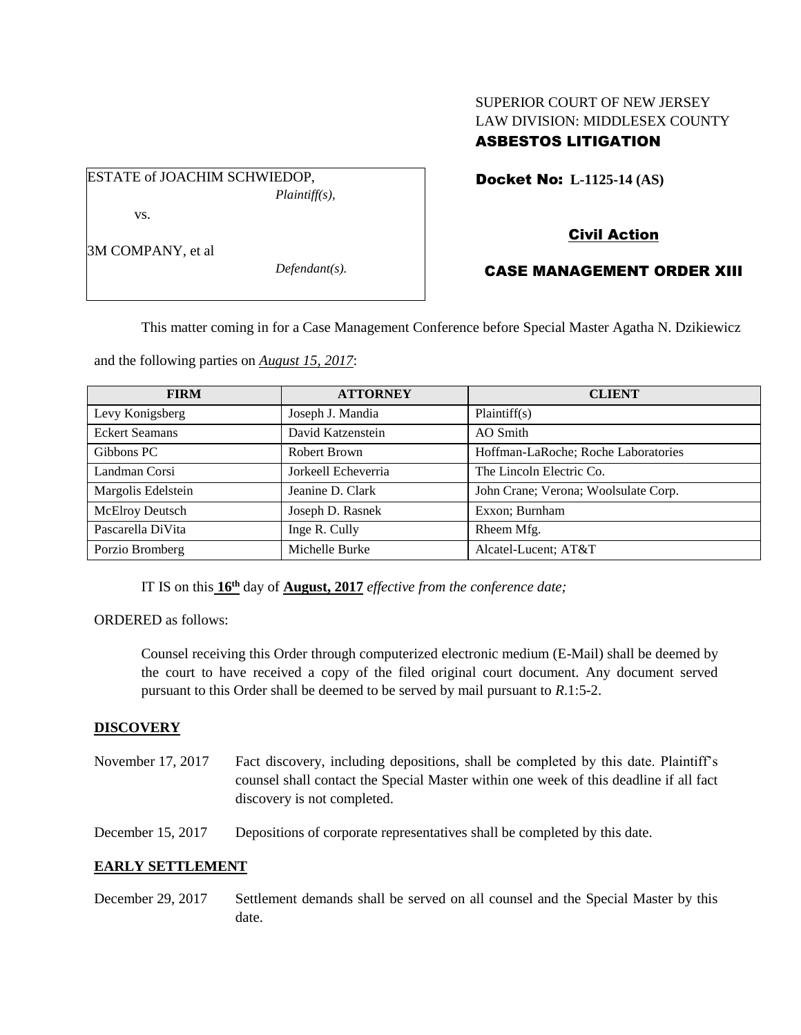SUPERIOR COURT OF NEW JERSEY
LAW DIVISION: MIDDLESEX COUNTY
**ASBESTOS LITIGATION**

ESTATE of JOACHIM SCHWIEDOP,
*Plaintiff(s),*

vs.

3M COMPANY, et al
*Defendant(s).*

**Docket No: L-1125-14 (AS)**

**Civil Action**

**CASE MANAGEMENT ORDER XIII**

This matter coming in for a Case Management Conference before Special Master Agatha N. Dzikiewicz and the following parties on ***August 15, 2017***:

| FIRM | ATTORNEY | CLIENT |
|---|---|---|
| Levy Konigsberg | Joseph J. Mandia | Plaintiff(s) |
| Eckert Seamans | David Katzenstein | AO Smith |
| Gibbons PC | Robert Brown | Hoffman-LaRoche; Roche Laboratories |
| Landman Corsi | Jorkeell Echeverria | The Lincoln Electric Co. |
| Margolis Edelstein | Jeanine D. Clark | John Crane; Verona; Woolsulate Corp. |
| McElroy Deutsch | Joseph D. Rasnek | Exxon; Burnham |
| Pascarella DiVita | Inge R. Cully | Rheem Mfg. |
| Porzio Bromberg | Michelle Burke | Alcatel-Lucent; AT&T |

IT IS on this **16th** day of **August, 2017** *effective from the conference date;*

ORDERED as follows:

Counsel receiving this Order through computerized electronic medium (E-Mail) shall be deemed by the court to have received a copy of the filed original court document. Any document served pursuant to this Order shall be deemed to be served by mail pursuant to *R*.1:5-2.

**DISCOVERY**

November 17, 2017 — Fact discovery, including depositions, shall be completed by this date. Plaintiff's counsel shall contact the Special Master within one week of this deadline if all fact discovery is not completed.

December 15, 2017 — Depositions of corporate representatives shall be completed by this date.

**EARLY SETTLEMENT**

December 29, 2017 — Settlement demands shall be served on all counsel and the Special Master by this date.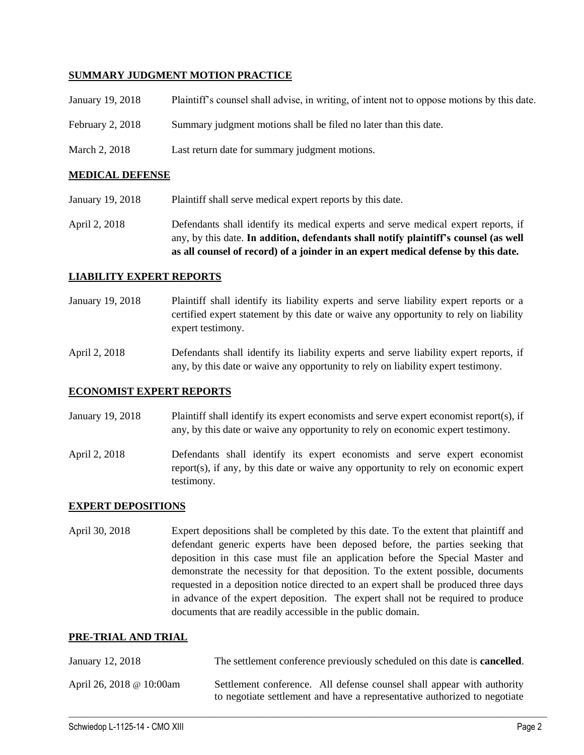**SUMMARY JUDGMENT MOTION PRACTICE**

| | |
|---|---|
| January 19, 2018 | Plaintiff's counsel shall advise, in writing, of intent not to oppose motions by this date. |
| February 2, 2018 | Summary judgment motions shall be filed no later than this date. |
| March 2, 2018 | Last return date for summary judgment motions. |

**MEDICAL DEFENSE**

| | |
|---|---|
| January 19, 2018 | Plaintiff shall serve medical expert reports by this date. |
| April 2, 2018 | Defendants shall identify its medical experts and serve medical expert reports, if any, by this date. **In addition, defendants shall notify plaintiff's counsel (as well as all counsel of record) of a joinder in an expert medical defense by this date.** |

**LIABILITY EXPERT REPORTS**

| | |
|---|---|
| January 19, 2018 | Plaintiff shall identify its liability experts and serve liability expert reports or a certified expert statement by this date or waive any opportunity to rely on liability expert testimony. |
| April 2, 2018 | Defendants shall identify its liability experts and serve liability expert reports, if any, by this date or waive any opportunity to rely on liability expert testimony. |

**ECONOMIST EXPERT REPORTS**

| | |
|---|---|
| January 19, 2018 | Plaintiff shall identify its expert economists and serve expert economist report(s), if any, by this date or waive any opportunity to rely on economic expert testimony. |
| April 2, 2018 | Defendants shall identify its expert economists and serve expert economist report(s), if any, by this date or waive any opportunity to rely on economic expert testimony. |

**EXPERT DEPOSITIONS**

| | |
|---|---|
| April 30, 2018 | Expert depositions shall be completed by this date. To the extent that plaintiff and defendant generic experts have been deposed before, the parties seeking that deposition in this case must file an application before the Special Master and demonstrate the necessity for that deposition. To the extent possible, documents requested in a deposition notice directed to an expert shall be produced three days in advance of the expert deposition. The expert shall not be required to produce documents that are readily accessible in the public domain. |

**PRE-TRIAL AND TRIAL**

| | |
|---|---|
| January 12, 2018 | The settlement conference previously scheduled on this date is **cancelled**. |
| April 26, 2018 @ 10:00am | Settlement conference. All defense counsel shall appear with authority to negotiate settlement and have a representative authorized to negotiate |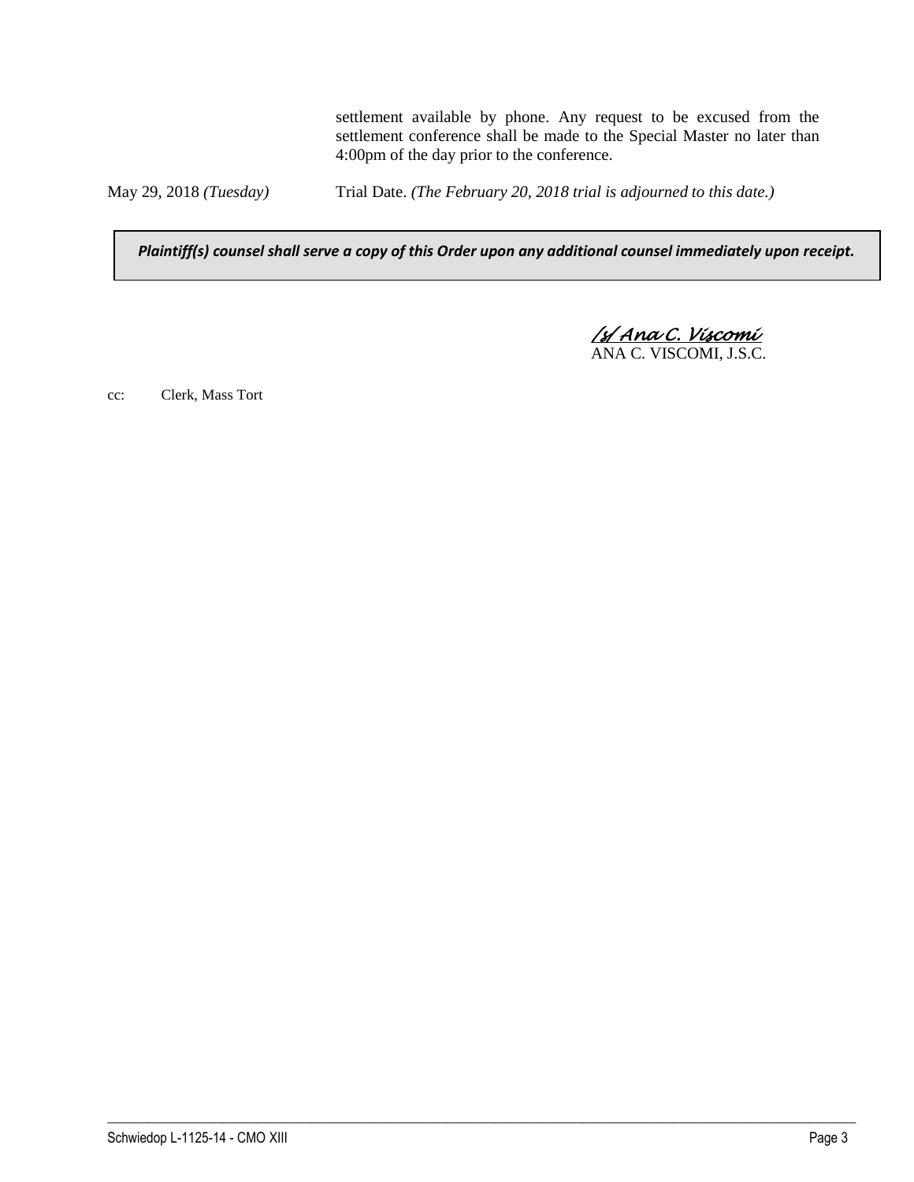settlement available by phone. Any request to be excused from the settlement conference shall be made to the Special Master no later than 4:00pm of the day prior to the conference.

| | |
|---|---|
| May 29, 2018 *(Tuesday)* | Trial Date. *(The February 20, 2018 trial is adjourned to this date.)* |

***Plaintiff(s) counsel shall serve a copy of this Order upon any additional counsel immediately upon receipt.***

*/s/ Ana C. Viscomi*
ANA C. VISCOMI, J.S.C.

cc: Clerk, Mass Tort